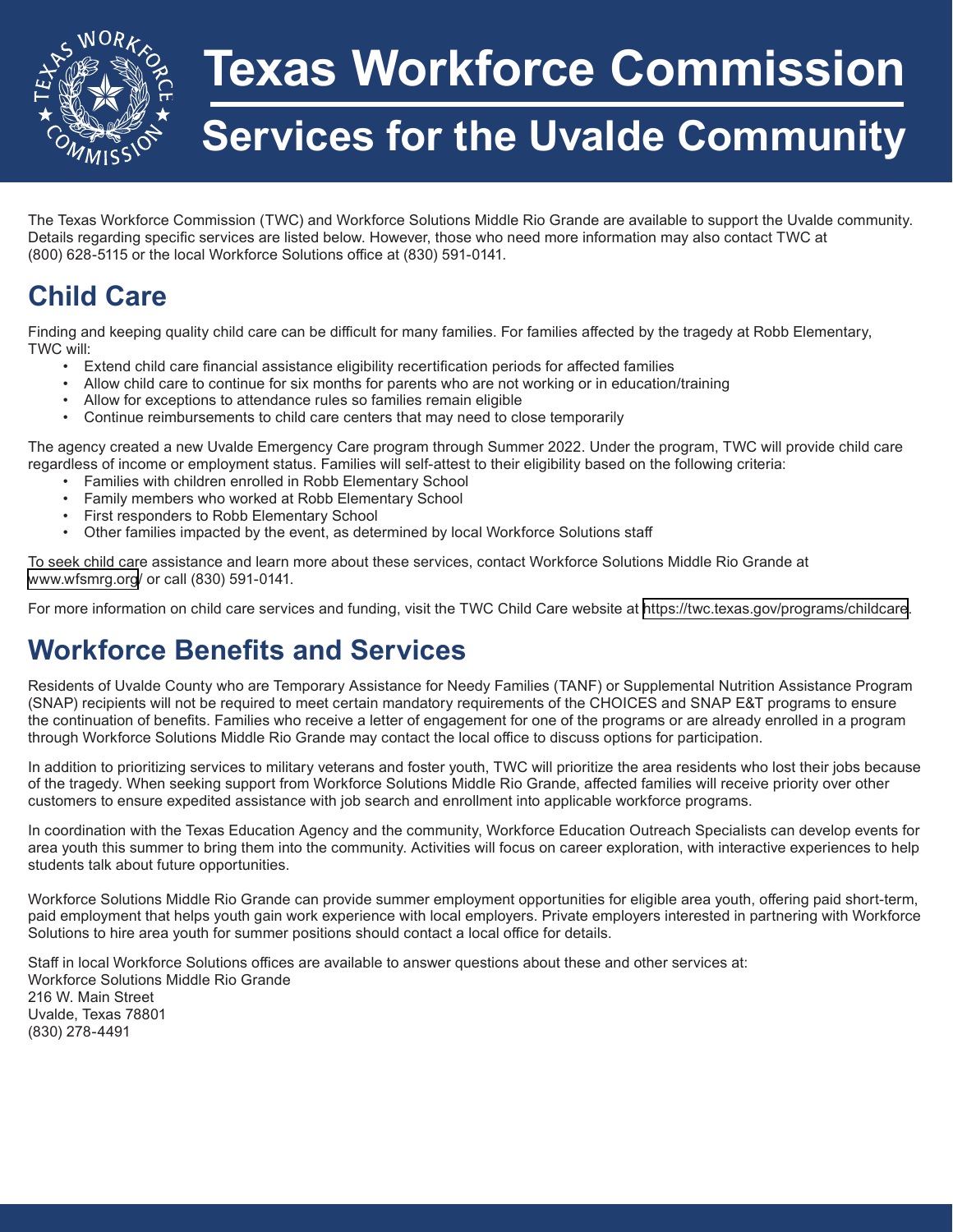# Texas Workforce Commission

## Services for the Uvalde Community

The Texas Workforce Commission (TWC) and Workforce Solutions Middle Rio Grande are available to support the Uvalde community. Details regarding specific services are listed below. However, those who need more information may also contact TWC at (800) 628-5115 or the local Workforce Solutions office at (830) 591-0141.

## Child Care

Finding and keeping quality child care can be difficult for many families. For families affected by the tragedy at Robb Elementary, TWC will:

- Extend child care financial assistance eligibility recertification periods for affected families
- Allow child care to continue for six months for parents who are not working or in education/training
- Allow for exceptions to attendance rules so families remain eligible
- Continue reimbursements to child care centers that may need to close temporarily

The agency created a new Uvalde Emergency Care program through Summer 2022. Under the program, TWC will provide child care regardless of income or employment status. Families will self-attest to their eligibility based on the following criteria:

- Families with children enrolled in Robb Elementary School
- Family members who worked at Robb Elementary School
- First responders to Robb Elementary School
- Other families impacted by the event, as determined by local Workforce Solutions staff

To seek child care assistance and learn more about these services, contact Workforce Solutions Middle Rio Grande at www.wfsmrg.org/ or call (830) 591-0141.

For more information on child care services and funding, visit the TWC Child Care website at https://twc.texas.gov/programs/childcare.

## Workforce Benefits and Services

Residents of Uvalde County who are Temporary Assistance for Needy Families (TANF) or Supplemental Nutrition Assistance Program (SNAP) recipients will not be required to meet certain mandatory requirements of the CHOICES and SNAP E&T programs to ensure the continuation of benefits. Families who receive a letter of engagement for one of the programs or are already enrolled in a program through Workforce Solutions Middle Rio Grande may contact the local office to discuss options for participation.

In addition to prioritizing services to military veterans and foster youth, TWC will prioritize the area residents who lost their jobs because of the tragedy. When seeking support from Workforce Solutions Middle Rio Grande, affected families will receive priority over other customers to ensure expedited assistance with job search and enrollment into applicable workforce programs.

In coordination with the Texas Education Agency and the community, Workforce Education Outreach Specialists can develop events for area youth this summer to bring them into the community. Activities will focus on career exploration, with interactive experiences to help students talk about future opportunities.

Workforce Solutions Middle Rio Grande can provide summer employment opportunities for eligible area youth, offering paid short-term, paid employment that helps youth gain work experience with local employers. Private employers interested in partnering with Workforce Solutions to hire area youth for summer positions should contact a local office for details.

Staff in local Workforce Solutions offices are available to answer questions about these and other services at:
Workforce Solutions Middle Rio Grande
216 W. Main Street
Uvalde, Texas 78801
(830) 278-4491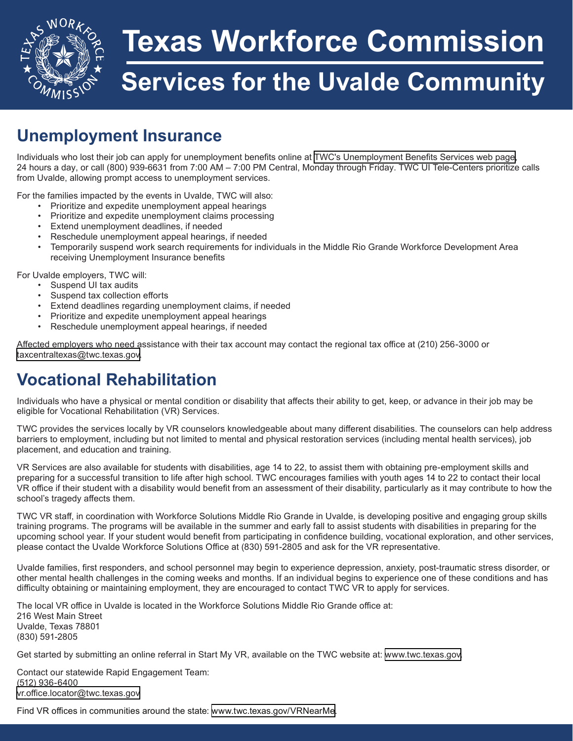# Texas Workforce Commission

# Services for the Uvalde Community

## Unemployment Insurance

Individuals who lost their job can apply for unemployment benefits online at TWC's Unemployment Benefits Services web page, 24 hours a day, or call (800) 939-6631 from 7:00 AM – 7:00 PM Central, Monday through Friday. TWC UI Tele-Centers prioritize calls from Uvalde, allowing prompt access to unemployment services.

For the families impacted by the events in Uvalde, TWC will also:

- Prioritize and expedite unemployment appeal hearings
- Prioritize and expedite unemployment claims processing
- Extend unemployment deadlines, if needed
- Reschedule unemployment appeal hearings, if needed
- Temporarily suspend work search requirements for individuals in the Middle Rio Grande Workforce Development Area receiving Unemployment Insurance benefits

For Uvalde employers, TWC will:

- Suspend UI tax audits
- Suspend tax collection efforts
- Extend deadlines regarding unemployment claims, if needed
- Prioritize and expedite unemployment appeal hearings
- Reschedule unemployment appeal hearings, if needed

Affected employers who need assistance with their tax account may contact the regional tax office at (210) 256-3000 or taxcentraltexas@twc.texas.gov.

## Vocational Rehabilitation

Individuals who have a physical or mental condition or disability that affects their ability to get, keep, or advance in their job may be eligible for Vocational Rehabilitation (VR) Services.

TWC provides the services locally by VR counselors knowledgeable about many different disabilities. The counselors can help address barriers to employment, including but not limited to mental and physical restoration services (including mental health services), job placement, and education and training.

VR Services are also available for students with disabilities, age 14 to 22, to assist them with obtaining pre-employment skills and preparing for a successful transition to life after high school. TWC encourages families with youth ages 14 to 22 to contact their local VR office if their student with a disability would benefit from an assessment of their disability, particularly as it may contribute to how the school's tragedy affects them.

TWC VR staff, in coordination with Workforce Solutions Middle Rio Grande in Uvalde, is developing positive and engaging group skills training programs. The programs will be available in the summer and early fall to assist students with disabilities in preparing for the upcoming school year. If your student would benefit from participating in confidence building, vocational exploration, and other services, please contact the Uvalde Workforce Solutions Office at (830) 591-2805 and ask for the VR representative.

Uvalde families, first responders, and school personnel may begin to experience depression, anxiety, post-traumatic stress disorder, or other mental health challenges in the coming weeks and months. If an individual begins to experience one of these conditions and has difficulty obtaining or maintaining employment, they are encouraged to contact TWC VR to apply for services.

The local VR office in Uvalde is located in the Workforce Solutions Middle Rio Grande office at:
216 West Main Street
Uvalde, Texas 78801
(830) 591-2805

Get started by submitting an online referral in Start My VR, available on the TWC website at: www.twc.texas.gov

Contact our statewide Rapid Engagement Team:
(512) 936-6400
vr.office.locator@twc.texas.gov

Find VR offices in communities around the state: www.twc.texas.gov/VRNearMe.